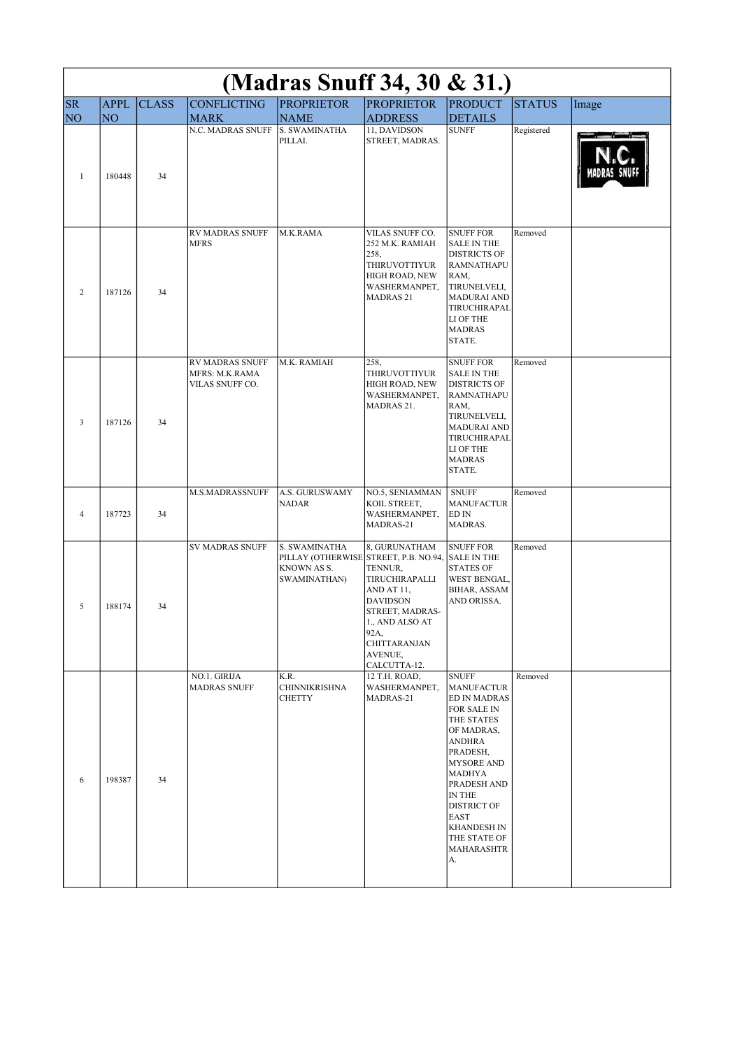# (Madras Snuff 34, 30 & 31.)

| SR NO | APPL NO | CLASS | CONFLICTING MARK | PROPRIETOR NAME | PROPRIETOR ADDRESS | PRODUCT DETAILS | STATUS | Image |
|---|---|---|---|---|---|---|---|---|
| 1 | 180448 | 34 | N.C. MADRAS SNUFF | S. SWAMINATHA PILLAI. | 11, DAVIDSON STREET, MADRAS. | SUNFF | Registered | N.C. MADRAS SNUFF |
| 2 | 187126 | 34 | RV MADRAS SNUFF MFRS | M.K.RAMA | VILAS SNUFF CO. 252 M.K. RAMIAH 258, THIRUVOTTIYUR HIGH ROAD, NEW WASHERMANPET, MADRAS 21 | SNUFF FOR SALE IN THE DISTRICTS OF RAMNATHAPURAM, TIRUNELVELI, MADURAI AND TIRUCHIRAPALLI OF THE MADRAS STATE. | Removed | |
| 3 | 187126 | 34 | RV MADRAS SNUFF MFRS: M.K.RAMA VILAS SNUFF CO. | M.K. RAMIAH | 258, THIRUVOTTIYUR HIGH ROAD, NEW WASHERMANPET, MADRAS 21. | SNUFF FOR SALE IN THE DISTRICTS OF RAMNATHAPURAM, TIRUNELVELI, MADURAI AND TIRUCHIRAPALLI OF THE MADRAS STATE. | Removed | |
| 4 | 187723 | 34 | M.S.MADRASSNUFF | A.S. GURUSWAMY NADAR | NO.5, SENIAMMAN KOIL STREET, WASHERMANPET, MADRAS-21 | SNUFF MANUFACTURED IN MADRAS. | Removed | |
| 5 | 188174 | 34 | SV MADRAS SNUFF | S. SWAMINATHA PILLAY (OTHERWISE KNOWN AS S. SWAMINATHAN) | 8, GURUNATHAM STREET, P.B. NO.94, TENNUR, TIRUCHIRAPALLI AND AT 11, DAVIDSON STREET, MADRAS-1., AND ALSO AT 92A, CHITTARANJAN AVENUE, CALCUTTA-12. | SNUFF FOR SALE IN THE STATES OF WEST BENGAL, BIHAR, ASSAM AND ORISSA. | Removed | |
| 6 | 198387 | 34 | NO.1. GIRIJA MADRAS SNUFF | K.R. CHINNIKRISHNA CHETTY | 12 T.H. ROAD, WASHERMANPET, MADRAS-21 | SNUFF MANUFACTURED IN MADRAS FOR SALE IN THE STATES OF MADRAS, ANDHRA PRADESH, MYSORE AND MADHYA PRADESH AND IN THE DISTRICT OF EAST KHANDESH IN THE STATE OF MAHARASHTRA. | Removed | |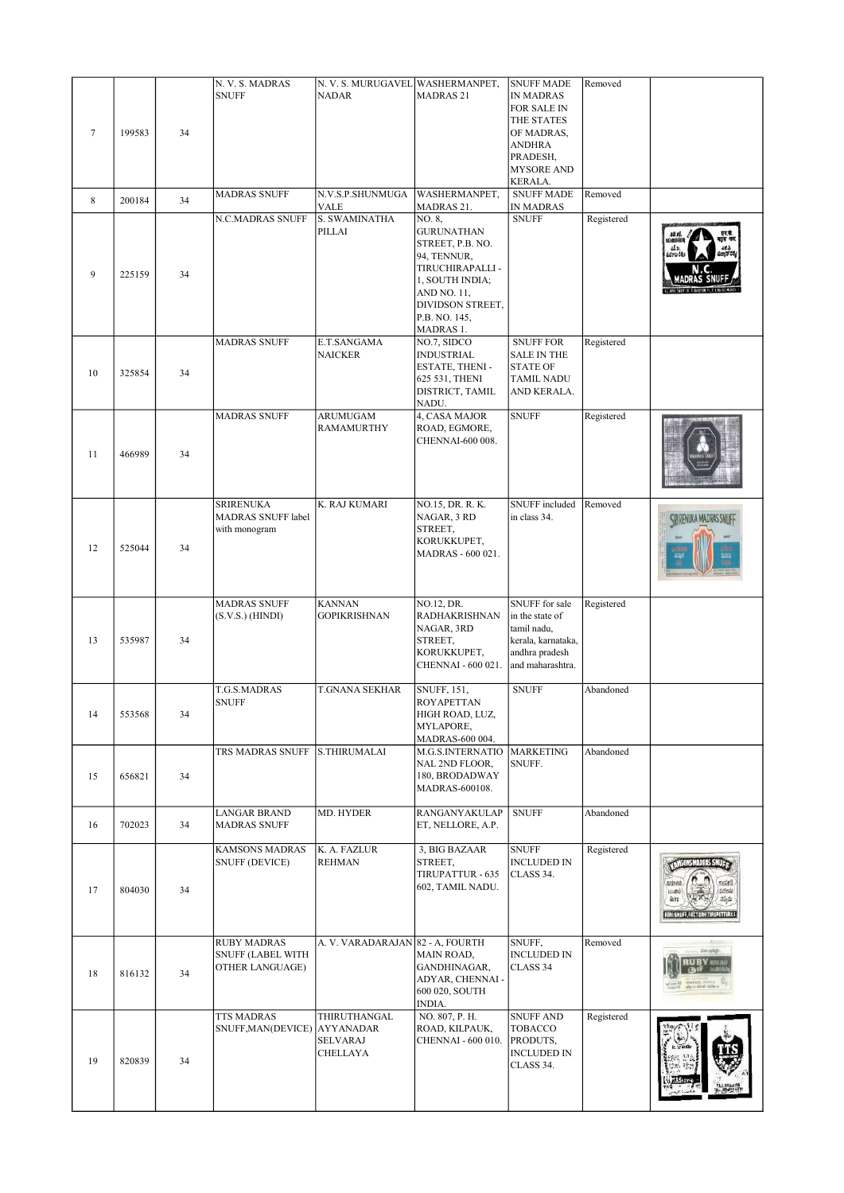| 7 | 199583 | 34 | N. V. S. MADRAS SNUFF | N. V. S. MURUGAVEL NADAR | WASHERMANPET, MADRAS 21 | SNUFF MADE IN MADRAS FOR SALE IN THE STATES OF MADRAS, ANDHRA PRADESH, MYSORE AND KERALA. | Removed | |
|---|---|---|---|---|---|---|---|---|
| 8 | 200184 | 34 | MADRAS SNUFF | N.V.S.P.SHUNMUGA VALE | WASHERMANPET, MADRAS 21. | SNUFF MADE IN MADRAS | Removed | |
| 9 | 225159 | 34 | N.C.MADRAS SNUFF | S. SWAMINATHA PILLAI | NO. 8, GURUNATHAN STREET, P.B. NO. 94, TENNUR, TIRUCHIRAPALLI - 1, SOUTH INDIA; AND NO. 11, DIVIDSON STREET, P.B. NO. 145, MADRAS 1. | SNUFF | Registered | |
| 10 | 325854 | 34 | MADRAS SNUFF | E.T.SANGAMA NAICKER | NO.7, SIDCO INDUSTRIAL ESTATE, THENI - 625 531, THENI DISTRICT, TAMIL NADU. | SNUFF FOR SALE IN THE STATE OF TAMIL NADU AND KERALA. | Registered | |
| 11 | 466989 | 34 | MADRAS SNUFF | ARUMUGAM RAMAMURTHY | 4, CASA MAJOR ROAD, EGMORE, CHENNAI-600 008. | SNUFF | Registered | |
| 12 | 525044 | 34 | SRIRENUKA MADRAS SNUFF label with monogram | K. RAJ KUMARI | NO.15, DR. R. K. NAGAR, 3 RD STREET, KORUKKUPET, MADRAS - 600 021. | SNUFF included in class 34. | Removed | |
| 13 | 535987 | 34 | MADRAS SNUFF (S.V.S.) (HINDI) | KANNAN GOPIKRISHNAN | NO.12, DR. RADHAKRISHNAN NAGAR, 3RD STREET, KORUKKUPET, CHENNAI - 600 021. | SNUFF for sale in the state of tamil nadu, kerala, karnataka, andhra pradesh and maharashtra. | Registered | |
| 14 | 553568 | 34 | T.G.S.MADRAS SNUFF | T.GNANA SEKHAR | SNUFF, 151, ROYAPETTAN HIGH ROAD, LUZ, MYLAPORE, MADRAS-600 004. | SNUFF | Abandoned | |
| 15 | 656821 | 34 | TRS MADRAS SNUFF | S.THIRUMALAI | M.G.S.INTERNATIONAL 2ND FLOOR, 180, BRODADWAY MADRAS-600108. | MARKETING SNUFF. | Abandoned | |
| 16 | 702023 | 34 | LANGAR BRAND MADRAS SNUFF | MD. HYDER | RANGANYAKULAPET, NELLORE, A.P. | SNUFF | Abandoned | |
| 17 | 804030 | 34 | KAMSONS MADRAS SNUFF (DEVICE) | K. A. FAZLUR REHMAN | 3, BIG BAZAAR STREET, TIRUPATTUR - 635 602, TAMIL NADU. | SNUFF INCLUDED IN CLASS 34. | Registered | |
| 18 | 816132 | 34 | RUBY MADRAS SNUFF (LABEL WITH OTHER LANGUAGE) | A. V. VARADARAJAN | 82 - A, FOURTH MAIN ROAD, GANDHINAGAR, ADYAR, CHENNAI - 600 020, SOUTH INDIA. | SNUFF, INCLUDED IN CLASS 34 | Removed | |
| 19 | 820839 | 34 | TTS MADRAS SNUFF,MAN(DEVICE) | THIRUTHANGAL AYYANADAR SELVARAJ CHELLAYA | NO. 807, P. H. ROAD, KILPAUK, CHENNAI - 600 010. | SNUFF AND TOBACCO PRODUTS, INCLUDED IN CLASS 34. | Registered | |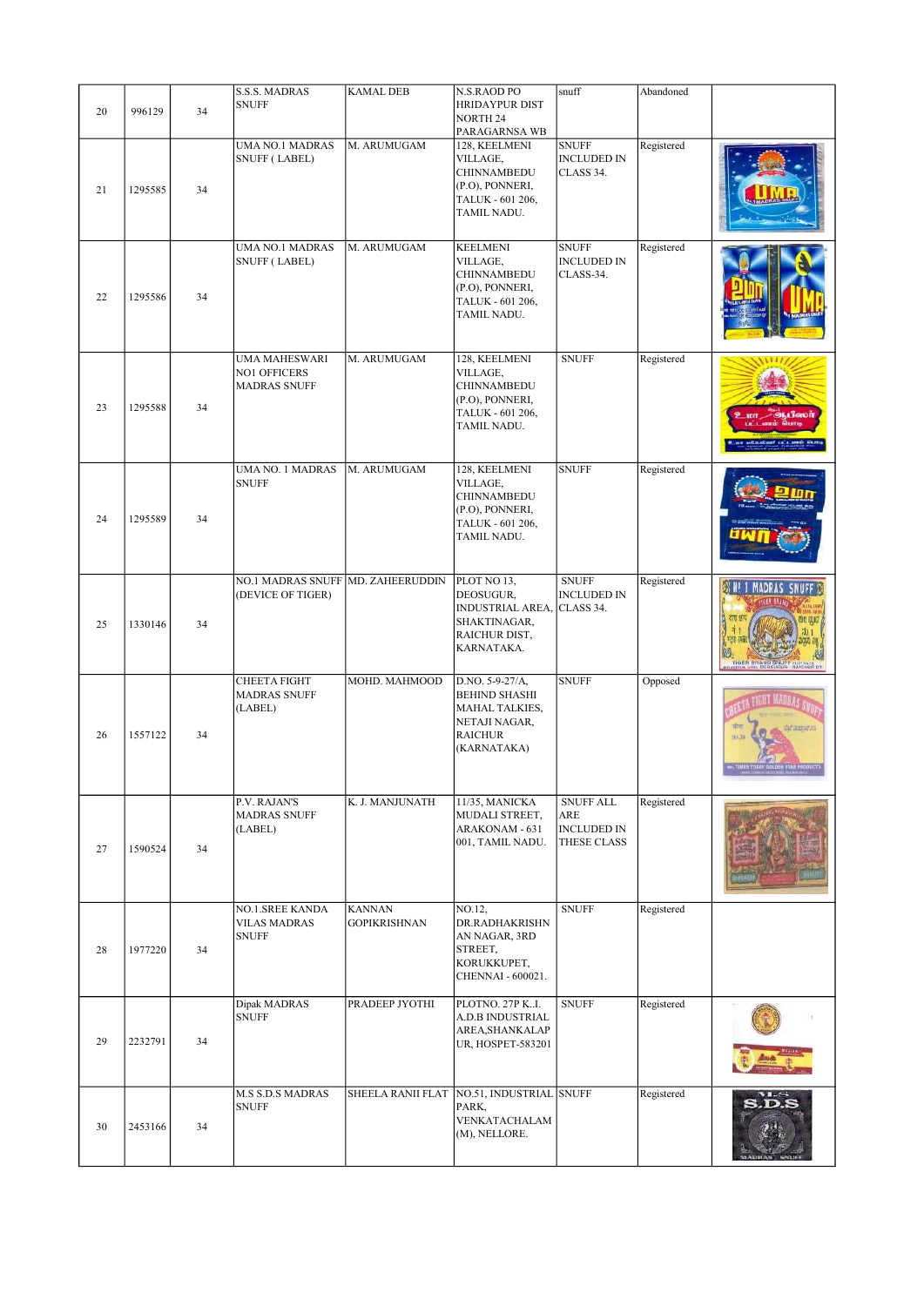| 20 | 996129 | 34 | S.S.S. MADRAS SNUFF | KAMAL DEB | N.S.RAOD PO HRIDAYPUR DIST NORTH 24 PARAGARNSA WB | snuff | Abandoned | |
|---|---|---|---|---|---|---|---|---|
| 21 | 1295585 | 34 | UMA NO.1 MADRAS SNUFF ( LABEL) | M. ARUMUGAM | 128, KEELMENI VILLAGE, CHINNAMBEDU (P.O), PONNERI, TALUK - 601 206, TAMIL NADU. | SNUFF INCLUDED IN CLASS 34. | Registered | |
| 22 | 1295586 | 34 | UMA NO.1 MADRAS SNUFF ( LABEL) | M. ARUMUGAM | KEELMENI VILLAGE, CHINNAMBEDU (P.O), PONNERI, TALUK - 601 206, TAMIL NADU. | SNUFF INCLUDED IN CLASS-34. | Registered | |
| 23 | 1295588 | 34 | UMA MAHESWARI NO1 OFFICERS MADRAS SNUFF | M. ARUMUGAM | 128, KEELMENI VILLAGE, CHINNAMBEDU (P.O), PONNERI, TALUK - 601 206, TAMIL NADU. | SNUFF | Registered | |
| 24 | 1295589 | 34 | UMA NO. 1 MADRAS SNUFF | M. ARUMUGAM | 128, KEELMENI VILLAGE, CHINNAMBEDU (P.O), PONNERI, TALUK - 601 206, TAMIL NADU. | SNUFF | Registered | |
| 25 | 1330146 | 34 | NO.1 MADRAS SNUFF (DEVICE OF TIGER) | MD. ZAHEERUDDIN | PLOT NO 13, DEOSUGUR, INDUSTRIAL AREA, SHAKTINAGAR, RAICHUR DIST, KARNATAKA. | SNUFF INCLUDED IN CLASS 34. | Registered | |
| 26 | 1557122 | 34 | CHEETA FIGHT MADRAS SNUFF (LABEL) | MOHD. MAHMOOD | D.NO. 5-9-27/A, BEHIND SHASHI MAHAL TALKIES, NETAJI NAGAR, RAICHUR (KARNATAKA) | SNUFF | Opposed | |
| 27 | 1590524 | 34 | P.V. RAJAN'S MADRAS SNUFF (LABEL) | K. J. MANJUNATH | 11/35, MANICKA MUDALI STREET, ARAKONAM - 631 001, TAMIL NADU. | SNUFF ALL ARE INCLUDED IN THESE CLASS | Registered | |
| 28 | 1977220 | 34 | NO.1.SREE KANDA VILAS MADRAS SNUFF | KANNAN GOPIKRISHNAN | NO.12, DR.RADHAKRISHN AN NAGAR, 3RD STREET, KORUKKUPET, CHENNAI - 600021. | SNUFF | Registered | |
| 29 | 2232791 | 34 | Dipak MADRAS SNUFF | PRADEEP JYOTHI | PLOTNO. 27P K..I. A.D.B INDUSTRIAL AREA,SHANKALAP UR, HOSPET-583201 | SNUFF | Registered | |
| 30 | 2453166 | 34 | M.S S.D.S MADRAS SNUFF | SHEELA RANII FLAT | NO.51, INDUSTRIAL PARK, VENKATACHALAM (M), NELLORE. | SNUFF | Registered | |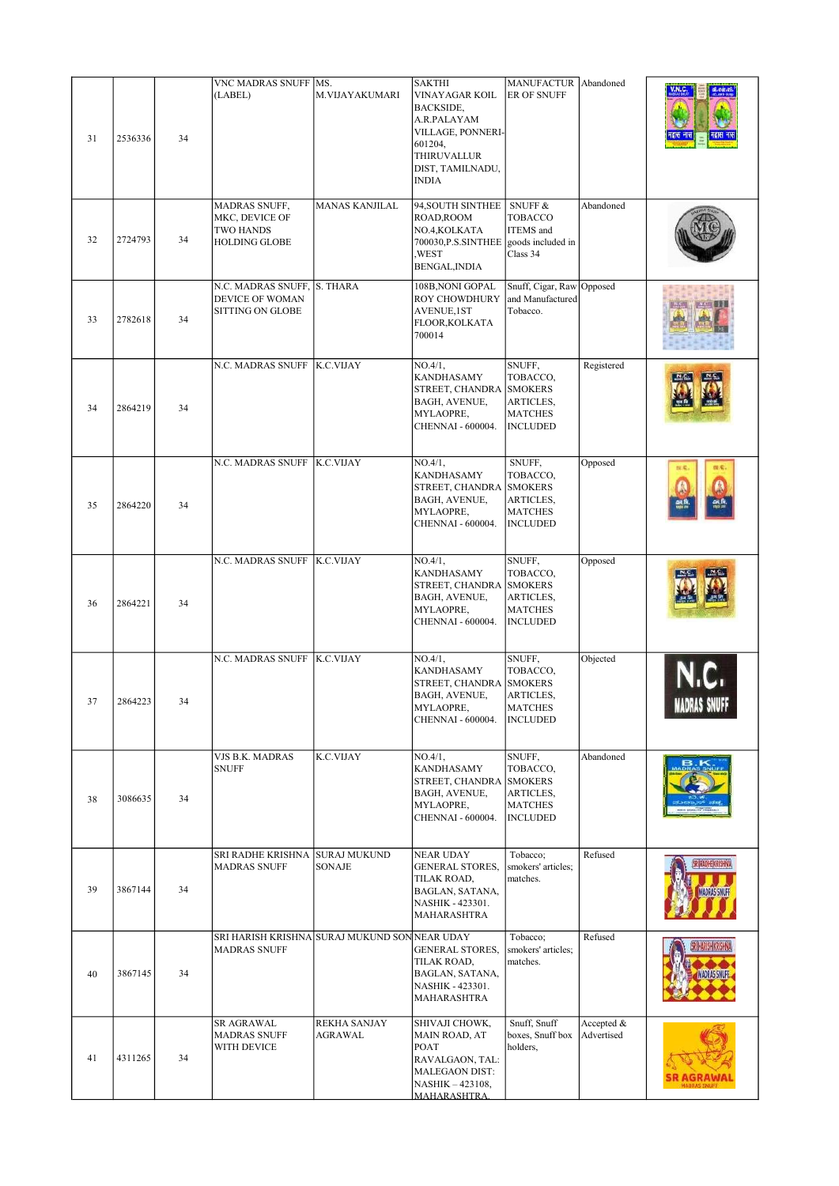| | | | | | | | | |
|---|---|---|---|---|---|---|---|---|
| 31 | 2536336 | 34 | VNC MADRAS SNUFF (LABEL) | MS. M.VIJAYAKUMARI | SAKTHI VINAYAGAR KOIL BACKSIDE, A.R.PALAYAM VILLAGE, PONNERI-601204, THIRUVALLUR DIST, TAMILNADU, INDIA | MANUFACTURER OF SNUFF | Abandoned | |
| 32 | 2724793 | 34 | MADRAS SNUFF, MKC, DEVICE OF TWO HANDS HOLDING GLOBE | MANAS KANJILAL | 94,SOUTH SINTHEE ROAD,ROOM NO.4,KOLKATA 700030,P.S.SINTHEE ,WEST BENGAL,INDIA | SNUFF & TOBACCO ITEMS and goods included in Class 34 | Abandoned | |
| 33 | 2782618 | 34 | N.C. MADRAS SNUFF, DEVICE OF WOMAN SITTING ON GLOBE | S. THARA | 108B,NONI GOPAL ROY CHOWDHURY AVENUE,1ST FLOOR,KOLKATA 700014 | Snuff, Cigar, Raw and Manufactured Tobacco. | Opposed | |
| 34 | 2864219 | 34 | N.C. MADRAS SNUFF | K.C.VIJAY | NO.4/1, KANDHASAMY STREET, CHANDRA BAGH, AVENUE, MYLAOPRE, CHENNAI - 600004. | SNUFF, TOBACCO, SMOKERS ARTICLES, MATCHES INCLUDED | Registered | |
| 35 | 2864220 | 34 | N.C. MADRAS SNUFF | K.C.VIJAY | NO.4/1, KANDHASAMY STREET, CHANDRA BAGH, AVENUE, MYLAOPRE, CHENNAI - 600004. | SNUFF, TOBACCO, SMOKERS ARTICLES, MATCHES INCLUDED | Opposed | |
| 36 | 2864221 | 34 | N.C. MADRAS SNUFF | K.C.VIJAY | NO.4/1, KANDHASAMY STREET, CHANDRA BAGH, AVENUE, MYLAOPRE, CHENNAI - 600004. | SNUFF, TOBACCO, SMOKERS ARTICLES, MATCHES INCLUDED | Opposed | |
| 37 | 2864223 | 34 | N.C. MADRAS SNUFF | K.C.VIJAY | NO.4/1, KANDHASAMY STREET, CHANDRA BAGH, AVENUE, MYLAOPRE, CHENNAI - 600004. | SNUFF, TOBACCO, SMOKERS ARTICLES, MATCHES INCLUDED | Objected | N.C. MADRAS SNUFF |
| 38 | 3086635 | 34 | VJS B.K. MADRAS SNUFF | K.C.VIJAY | NO.4/1, KANDHASAMY STREET, CHANDRA BAGH, AVENUE, MYLAOPRE, CHENNAI - 600004. | SNUFF, TOBACCO, SMOKERS ARTICLES, MATCHES INCLUDED | Abandoned | |
| 39 | 3867144 | 34 | SRI RADHE KRISHNA MADRAS SNUFF | SURAJ MUKUND SONAJE | NEAR UDAY GENERAL STORES, TILAK ROAD, BAGLAN, SATANA, NASHIK - 423301. MAHARASHTRA | Tobacco; smokers' articles; matches. | Refused | |
| 40 | 3867145 | 34 | SRI HARISH KRISHNA MADRAS SNUFF | SURAJ MUKUND SON | NEAR UDAY GENERAL STORES, TILAK ROAD, BAGLAN, SATANA, NASHIK - 423301. MAHARASHTRA | Tobacco; smokers' articles; matches. | Refused | |
| 41 | 4311265 | 34 | SR AGRAWAL MADRAS SNUFF WITH DEVICE | REKHA SANJAY AGRAWAL | SHIVAJI CHOWK, MAIN ROAD, AT POAT RAVALGAON, TAL: MALEGAON DIST: NASHIK – 423108, MAHARASHTRA. | Snuff, Snuff boxes, Snuff box holders, | Accepted & Advertised | |